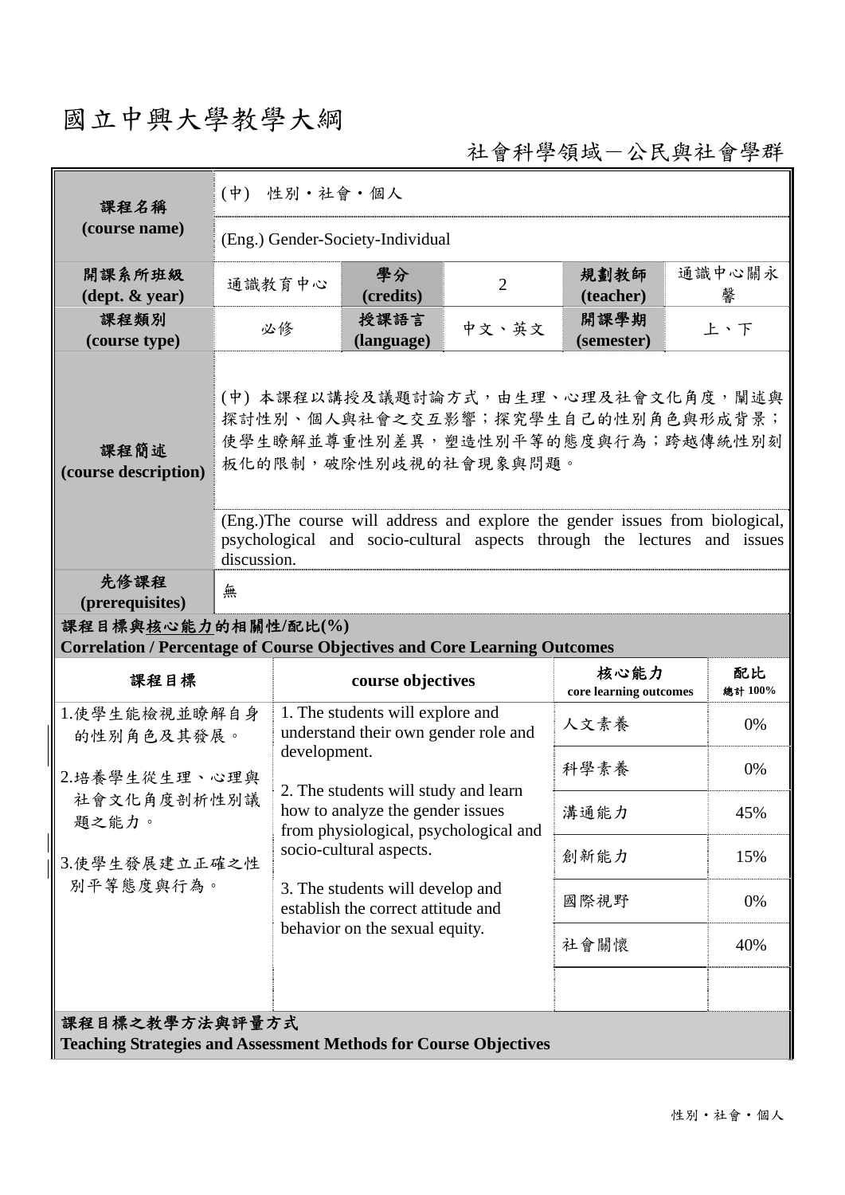# 國立中興大學教學大綱

社會科學領域－公民與社會學群

| | | | | | |
|---|---|---|---|---|---|
| 課程名稱 (course name) | (中) 性別‧社會‧個人 | | | | |
| | (Eng.) Gender-Society-Individual | | | | |
| 開課系所班級 (dept. & year) | 通識教育中心 | 學分 (credits) | 2 | 規劃教師 (teacher) | 通識中心關永馨 |
| 課程類別 (course type) | 必修 | 授課語言 (language) | 中文、英文 | 開課學期 (semester) | 上、下 |
| 課程簡述 (course description) | (中) 本課程以講授及議題討論方式，由生理、心理及社會文化角度，闡述與探討性別、個人與社會之交互影響；探究學生自己的性別角色與形成背景；使學生瞭解並尊重性別差異，塑造性別平等的態度與行為；跨越傳統性別刻板化的限制，破除性別歧視的社會現象與問題。 | | | | |
| | (Eng.)The course will address and explore the gender issues from biological, psychological and socio-cultural aspects through the lectures and issues discussion. | | | | |
| 先修課程 (prerequisites) | 無 | | | | |

**課程目標與核心能力的相關性/配比(%)**
**Correlation / Percentage of Course Objectives and Core Learning Outcomes**

| 課程目標 | course objectives | 核心能力 core learning outcomes | 配比 總計 100% |
|---|---|---|---|
| 1.使學生能檢視並瞭解自身的性別角色及其發展。<br>2.培養學生從生理、心理與社會文化角度剖析性別議題之能力。<br>3.使學生發展建立正確之性別平等態度與行為。 | 1. The students will explore and understand their own gender role and development.<br>2. The students will study and learn how to analyze the gender issues from physiological, psychological and socio-cultural aspects.<br>3. The students will develop and establish the correct attitude and behavior on the sexual equity. | 人文素養 | 0% |
| | | 科學素養 | 0% |
| | | 溝通能力 | 45% |
| | | 創新能力 | 15% |
| | | 國際視野 | 0% |
| | | 社會關懷 | 40% |
| | | | |

**課程目標之教學方法與評量方式**
**Teaching Strategies and Assessment Methods for Course Objectives**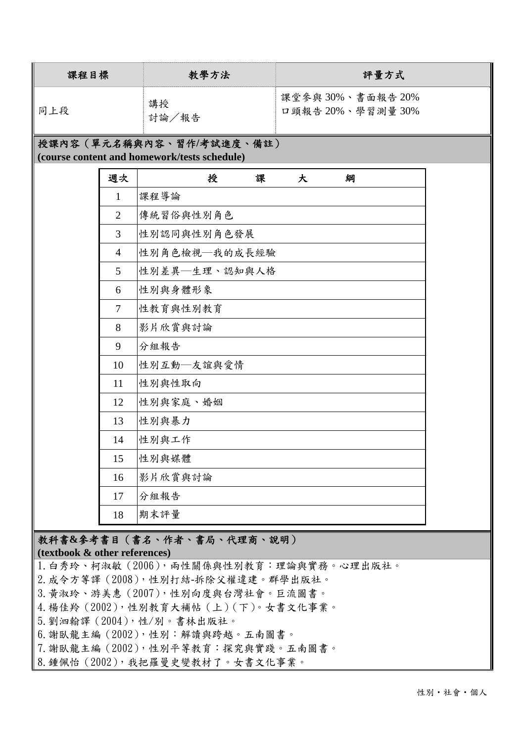| 課程目標 | 教學方法 | 評量方式 |
| --- | --- | --- |
| 同上段 | 講授<br>討論／報告 | 課堂參與 30%、書面報告 20%<br>口頭報告 20%、學習測量 30% |

**授課內容（單元名稱與內容、習作/考試進度、備註）**
**(course content and homework/tests schedule)**

| 週次 | 授　課　大　綱 |
| --- | --- |
| 1 | 課程導論 |
| 2 | 傳統習俗與性別角色 |
| 3 | 性別認同與性別角色發展 |
| 4 | 性別角色檢視—我的成長經驗 |
| 5 | 性別差異—生理、認知與人格 |
| 6 | 性別與身體形象 |
| 7 | 性教育與性別教育 |
| 8 | 影片欣賞與討論 |
| 9 | 分組報告 |
| 10 | 性別互動—友誼與愛情 |
| 11 | 性別與性取向 |
| 12 | 性別與家庭、婚姻 |
| 13 | 性別與暴力 |
| 14 | 性別與工作 |
| 15 | 性別與媒體 |
| 16 | 影片欣賞與討論 |
| 17 | 分組報告 |
| 18 | 期末評量 |

**教科書&參考書目（書名、作者、書局、代理商、說明）**
**(textbook & other references)**

1. 白秀玲、柯淑敏（2006），兩性關係與性別教育：理論與實務。心理出版社。
2. 成令方等譯（2008），性別打結-拆除父權違建。群學出版社。
3. 黃淑玲、游美惠（2007），性別向度與台灣社會。巨流圖書。
4. 楊佳羚（2002），性別教育大補帖（上）（下）。女書文化事業。
5. 劉泗翰譯（2004），性/別。書林出版社。
6. 謝臥龍主編（2002），性別：解讀與跨越。五南圖書。
7. 謝臥龍主編（2002），性別平等教育：探究與實踐。五南圖書。
8. 鍾佩怡（2002），我把羅曼史變教材了。女書文化事業。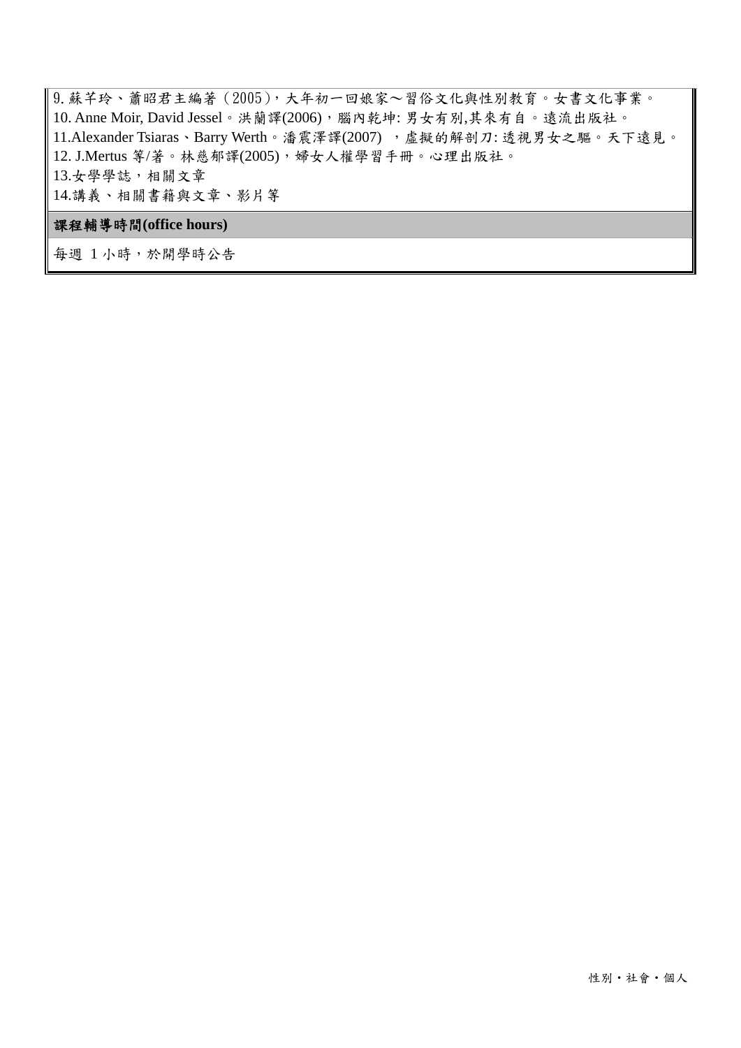9. 蘇芊玲、蕭昭君主編著（2005），大年初一回娘家～習俗文化與性別教育。女書文化事業。
10. Anne Moir, David Jessel。洪蘭譯(2006)，腦內乾坤: 男女有別,其來有自。遠流出版社。
11.Alexander Tsiaras、Barry Werth。潘震澤譯(2007) ，虛擬的解剖刀: 透視男女之軀。天下遠見。
12. J.Mertus 等/著。林慈郁譯(2005)，婦女人權學習手冊。心理出版社。
13.女學學誌，相關文章
14.講義、相關書籍與文章、影片等

**課程輔導時間(office hours)**

每週 1 小時，於開學時公告